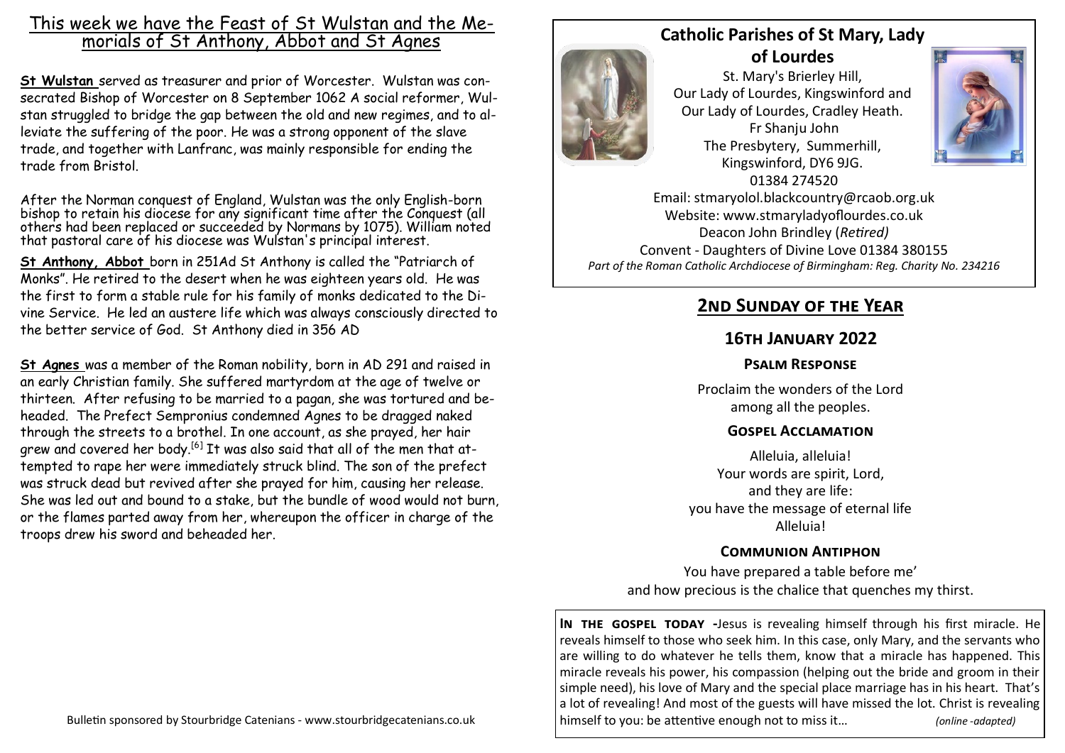## This week we have the Feast of St Wulstan and the Memorials of St Anthony, Abbot and St Agnes

**St Wulstan** served as treasurer and prior of Worcester. Wulstan was consecrated Bishop of Worcester on 8 September 1062 A social reformer, Wulstan struggled to bridge the gap between the old and new regimes, and to alleviate the suffering of the poor. He was a strong opponent of the slave trade, and together with Lanfranc, was mainly responsible for ending the trade from Bristol.

After the Norman conquest of England, Wulstan was the only English-born bishop to retain his diocese for any significant time after the Conquest (all others had been replaced or succeeded by Normans by 1075). William noted that pastoral care of his diocese was Wulstan's principal interest.

**St Anthony, Abbot** born in 251Ad St Anthony is called the "Patriarch of Monks". He retired to the desert when he was eighteen years old. He was the first to form a stable rule for his family of monks dedicated to the Divine Service. He led an austere life which was always consciously directed to the better service of God. St Anthony died in 356 AD

**St Agnes** was a member of the Roman nobility, born in AD 291 and raised in an early Christian family. She suffered martyrdom at the age of twelve or thirteen. After refusing to be married to a pagan, she was tortured and beheaded. The Prefect Sempronius condemned Agnes to be dragged naked through the streets to a brothel. In one account, as she prayed, her hair grew and covered her body.[6] It was also said that all of the men that attempted to rape her were immediately struck blind. The son of the prefect was struck dead but revived after she prayed for him, causing her release. She was led out and bound to a stake, but the bundle of wood would not burn, or the flames parted away from her, whereupon the officer in charge of the troops drew his sword and beheaded her.

Bulletin sponsored by Stourbridge Catenians - www.stourbridgecatenians.co.uk

## Catholic Parishes of St Mary, Lady of Lourdes

St. Mary's Brierley Hill,
Our Lady of Lourdes, Kingswinford and
Our Lady of Lourdes, Cradley Heath.
Fr Shanju John
The Presbytery, Summerhill,
Kingswinford, DY6 9JG.
01384 274520
Email: stmaryolol.blackcountry@rcaob.org.uk
Website: www.stmaryladyoflourdes.co.uk
Deacon John Brindley (*Retired)*
Convent - Daughters of Divine Love 01384 380155
*Part of the Roman Catholic Archdiocese of Birmingham: Reg. Charity No. 234216*

## 2nd Sunday of the Year

### 16th January 2022

#### Psalm Response

Proclaim the wonders of the Lord
among all the peoples.

#### Gospel Acclamation

Alleluia, alleluia!
Your words are spirit, Lord,
and they are life:
you have the message of eternal life
Alleluia!

#### Communion Antiphon

You have prepared a table before me'
and how precious is the chalice that quenches my thirst.

**In the gospel today** -Jesus is revealing himself through his first miracle. He reveals himself to those who seek him. In this case, only Mary, and the servants who are willing to do whatever he tells them, know that a miracle has happened. This miracle reveals his power, his compassion (helping out the bride and groom in their simple need), his love of Mary and the special place marriage has in his heart. That's a lot of revealing! And most of the guests will have missed the lot. Christ is revealing himself to you: be attentive enough not to miss it… *(online -adapted)*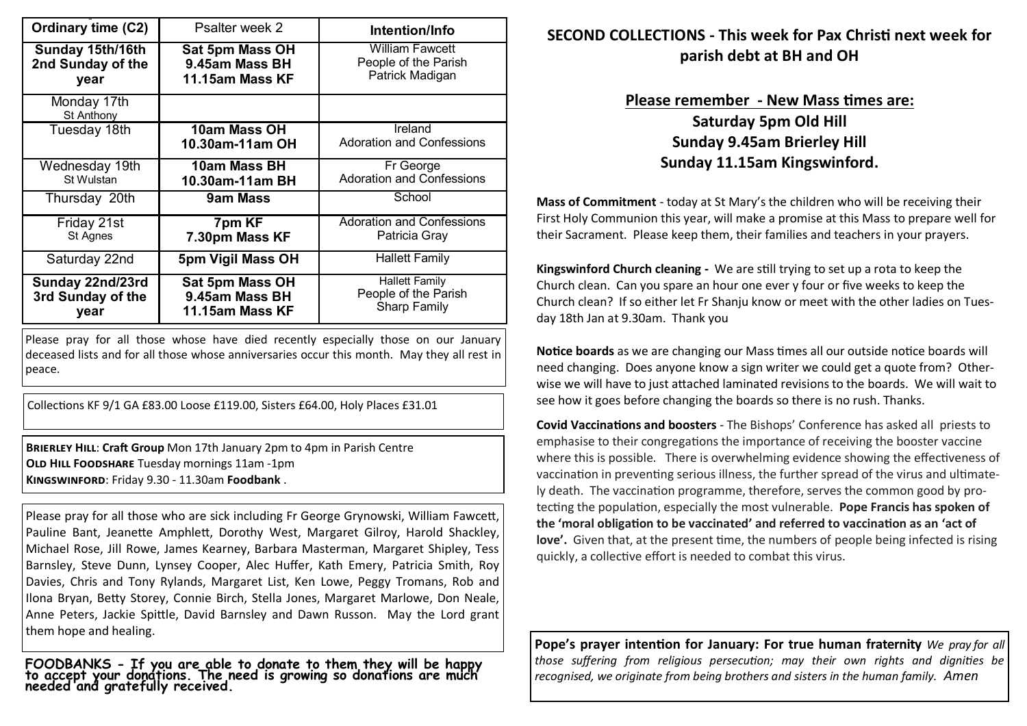| Ordinary time (C2) | Psalter week 2 | Intention/Info |
|---|---|---|
| **Sunday 15th/16th 2nd Sunday of the year** | **Sat 5pm Mass OH 9.45am Mass BH 11.15am Mass KF** | William Fawcett People of the Parish Patrick Madigan |
| Monday 17th St Anthony | | |
| Tuesday 18th | **10am Mass OH 10.30am-11am OH** | Ireland Adoration and Confessions |
| Wednesday 19th St Wulstan | **10am Mass BH 10.30am-11am BH** | Fr George Adoration and Confessions |
| Thursday 20th | **9am Mass** | School |
| Friday 21st St Agnes | **7pm KF 7.30pm Mass KF** | Adoration and Confessions Patricia Gray |
| Saturday 22nd | **5pm Vigil Mass OH** | Hallett Family |
| **Sunday 22nd/23rd 3rd Sunday of the year** | **Sat 5pm Mass OH 9.45am Mass BH 11.15am Mass KF** | Hallett Family People of the Parish Sharp Family |

Please pray for all those whose have died recently especially those on our January deceased lists and for all those whose anniversaries occur this month. May they all rest in peace.

Collections KF 9/1 GA £83.00 Loose £119.00, Sisters £64.00, Holy Places £31.01

**BRIERLEY HILL**: **Craft Group** Mon 17th January 2pm to 4pm in Parish Centre
**OLD HILL FOODSHARE** Tuesday mornings 11am -1pm
**KINGSWINFORD**: Friday 9.30 - 11.30am **Foodbank** .

Please pray for all those who are sick including Fr George Grynowski, William Fawcett, Pauline Bant, Jeanette Amphlett, Dorothy West, Margaret Gilroy, Harold Shackley, Michael Rose, Jill Rowe, James Kearney, Barbara Masterman, Margaret Shipley, Tess Barnsley, Steve Dunn, Lynsey Cooper, Alec Huffer, Kath Emery, Patricia Smith, Roy Davies, Chris and Tony Rylands, Margaret List, Ken Lowe, Peggy Tromans, Rob and Ilona Bryan, Betty Storey, Connie Birch, Stella Jones, Margaret Marlowe, Don Neale, Anne Peters, Jackie Spittle, David Barnsley and Dawn Russon. May the Lord grant them hope and healing.

**FOODBANKS - If you are able to donate to them they will be happy to accept your donations. The need is growing so donations are much needed and gratefully received.**

## SECOND COLLECTIONS - This week for Pax Christi next week for parish debt at BH and OH

### Please remember - New Mass times are:

**Saturday 5pm Old Hill**
**Sunday 9.45am Brierley Hill**
**Sunday 11.15am Kingswinford.**

**Mass of Commitment** - today at St Mary's the children who will be receiving their First Holy Communion this year, will make a promise at this Mass to prepare well for their Sacrament. Please keep them, their families and teachers in your prayers.

**Kingswinford Church cleaning -** We are still trying to set up a rota to keep the Church clean. Can you spare an hour one ever y four or five weeks to keep the Church clean? If so either let Fr Shanju know or meet with the other ladies on Tuesday 18th Jan at 9.30am. Thank you

**Notice boards** as we are changing our Mass times all our outside notice boards will need changing. Does anyone know a sign writer we could get a quote from? Otherwise we will have to just attached laminated revisions to the boards. We will wait to see how it goes before changing the boards so there is no rush. Thanks.

**Covid Vaccinations and boosters** - The Bishops' Conference has asked all priests to emphasise to their congregations the importance of receiving the booster vaccine where this is possible. There is overwhelming evidence showing the effectiveness of vaccination in preventing serious illness, the further spread of the virus and ultimately death. The vaccination programme, therefore, serves the common good by protecting the population, especially the most vulnerable. **Pope Francis has spoken of the 'moral obligation to be vaccinated' and referred to vaccination as an 'act of love'.** Given that, at the present time, the numbers of people being infected is rising quickly, a collective effort is needed to combat this virus.

**Pope's prayer intention for January: For true human fraternity** *We pray for all those suffering from religious persecution; may their own rights and dignities be recognised, we originate from being brothers and sisters in the human family. Amen*